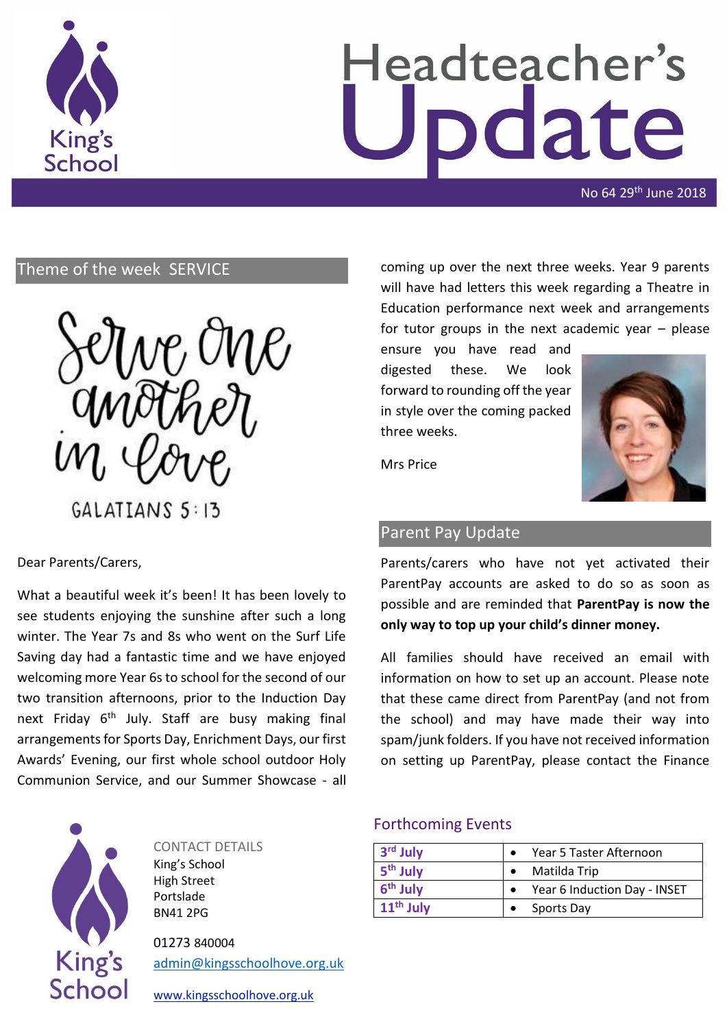# Headteacher's Update

No 64 29th June 2018

## Theme of the week SERVICE

Serve one another in love

GALATIANS 5:13

Dear Parents/Carers,

What a beautiful week it's been! It has been lovely to see students enjoying the sunshine after such a long winter. The Year 7s and 8s who went on the Surf Life Saving day had a fantastic time and we have enjoyed welcoming more Year 6s to school for the second of our two transition afternoons, prior to the Induction Day next Friday 6th July. Staff are busy making final arrangements for Sports Day, Enrichment Days, our first Awards' Evening, our first whole school outdoor Holy Communion Service, and our Summer Showcase - all coming up over the next three weeks. Year 9 parents will have had letters this week regarding a Theatre in Education performance next week and arrangements for tutor groups in the next academic year – please ensure you have read and digested these. We look forward to rounding off the year in style over the coming packed three weeks.

Mrs Price

## Parent Pay Update

Parents/carers who have not yet activated their ParentPay accounts are asked to do so as soon as possible and are reminded that **ParentPay is now the only way to top up your child's dinner money.**

All families should have received an email with information on how to set up an account. Please note that these came direct from ParentPay (and not from the school) and may have made their way into spam/junk folders. If you have not received information on setting up ParentPay, please contact the Finance

## Forthcoming Events

| Date | Event |
|---|---|
| 3rd July | • Year 5 Taster Afternoon |
| 5th July | • Matilda Trip |
| 6th July | • Year 6 Induction Day - INSET |
| 11th July | • Sports Day |

CONTACT DETAILS
King's School
High Street
Portslade
BN41 2PG

01273 840004
admin@kingsschoolhove.org.uk

www.kingsschoolhove.org.uk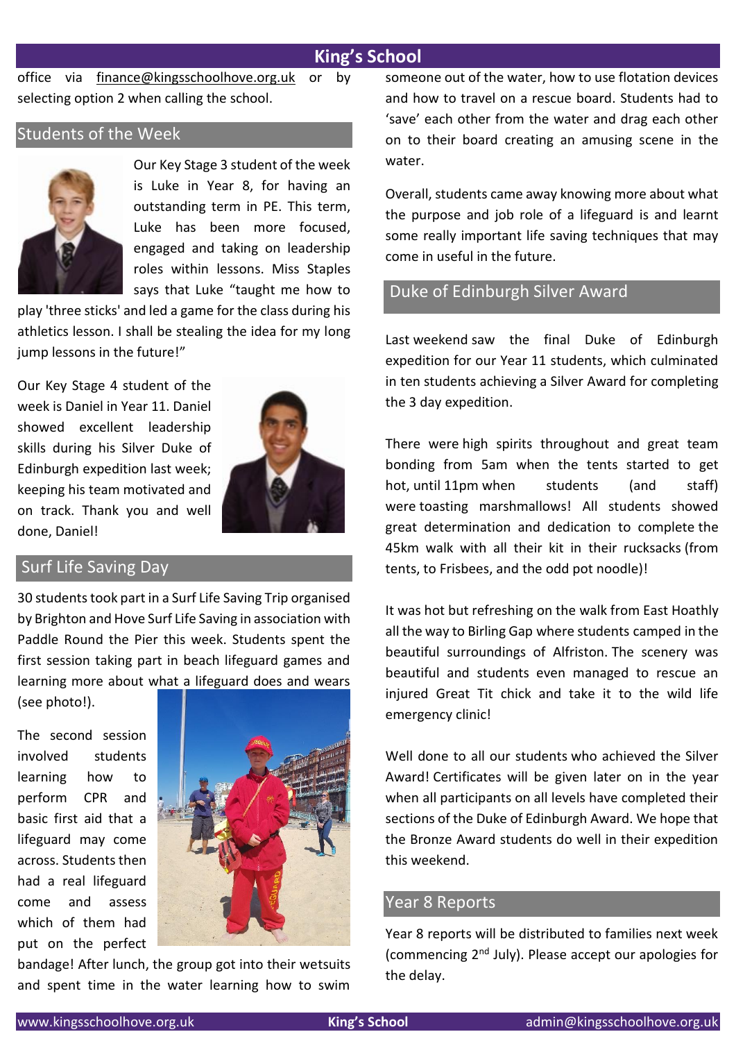office via finance@kingsschoolhove.org.uk or by selecting option 2 when calling the school.

## Students of the Week

Our Key Stage 3 student of the week is Luke in Year 8, for having an outstanding term in PE. This term, Luke has been more focused, engaged and taking on leadership roles within lessons. Miss Staples says that Luke "taught me how to play 'three sticks' and led a game for the class during his athletics lesson. I shall be stealing the idea for my long jump lessons in the future!"

Our Key Stage 4 student of the week is Daniel in Year 11. Daniel showed excellent leadership skills during his Silver Duke of Edinburgh expedition last week; keeping his team motivated and on track. Thank you and well done, Daniel!

## Surf Life Saving Day

30 students took part in a Surf Life Saving Trip organised by Brighton and Hove Surf Life Saving in association with Paddle Round the Pier this week. Students spent the first session taking part in beach lifeguard games and learning more about what a lifeguard does and wears (see photo!).

The second session involved students learning how to perform CPR and basic first aid that a lifeguard may come across. Students then had a real lifeguard come and assess which of them had put on the perfect bandage! After lunch, the group got into their wetsuits and spent time in the water learning how to swim someone out of the water, how to use flotation devices and how to travel on a rescue board. Students had to 'save' each other from the water and drag each other on to their board creating an amusing scene in the water.

Overall, students came away knowing more about what the purpose and job role of a lifeguard is and learnt some really important life saving techniques that may come in useful in the future.

## Duke of Edinburgh Silver Award

Last weekend saw the final Duke of Edinburgh expedition for our Year 11 students, which culminated in ten students achieving a Silver Award for completing the 3 day expedition.

There were high spirits throughout and great team bonding from 5am when the tents started to get hot, until 11pm when students (and staff) were toasting marshmallows! All students showed great determination and dedication to complete the 45km walk with all their kit in their rucksacks (from tents, to Frisbees, and the odd pot noodle)!

It was hot but refreshing on the walk from East Hoathly all the way to Birling Gap where students camped in the beautiful surroundings of Alfriston. The scenery was beautiful and students even managed to rescue an injured Great Tit chick and take it to the wild life emergency clinic!

Well done to all our students who achieved the Silver Award! Certificates will be given later on in the year when all participants on all levels have completed their sections of the Duke of Edinburgh Award. We hope that the Bronze Award students do well in their expedition this weekend.

## Year 8 Reports

Year 8 reports will be distributed to families next week (commencing 2nd July). Please accept our apologies for the delay.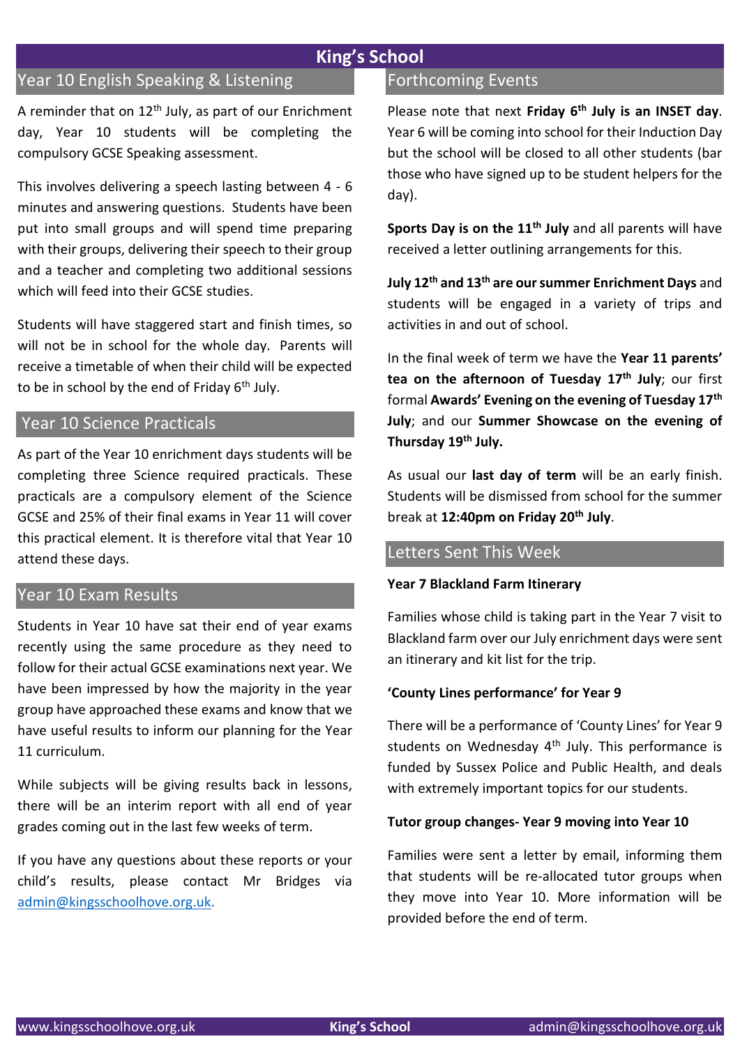# King's School

## Year 10 English Speaking & Listening

A reminder that on 12th July, as part of our Enrichment day, Year 10 students will be completing the compulsory GCSE Speaking assessment.

This involves delivering a speech lasting between 4 - 6 minutes and answering questions. Students have been put into small groups and will spend time preparing with their groups, delivering their speech to their group and a teacher and completing two additional sessions which will feed into their GCSE studies.

Students will have staggered start and finish times, so will not be in school for the whole day. Parents will receive a timetable of when their child will be expected to be in school by the end of Friday 6th July.

## Year 10 Science Practicals

As part of the Year 10 enrichment days students will be completing three Science required practicals. These practicals are a compulsory element of the Science GCSE and 25% of their final exams in Year 11 will cover this practical element. It is therefore vital that Year 10 attend these days.

## Year 10 Exam Results

Students in Year 10 have sat their end of year exams recently using the same procedure as they need to follow for their actual GCSE examinations next year. We have been impressed by how the majority in the year group have approached these exams and know that we have useful results to inform our planning for the Year 11 curriculum.

While subjects will be giving results back in lessons, there will be an interim report with all end of year grades coming out in the last few weeks of term.

If you have any questions about these reports or your child's results, please contact Mr Bridges via admin@kingsschoolhove.org.uk.

## Forthcoming Events

Please note that next **Friday 6th July is an INSET day**. Year 6 will be coming into school for their Induction Day but the school will be closed to all other students (bar those who have signed up to be student helpers for the day).

**Sports Day is on the 11th July** and all parents will have received a letter outlining arrangements for this.

**July 12th and 13th are our summer Enrichment Days** and students will be engaged in a variety of trips and activities in and out of school.

In the final week of term we have the **Year 11 parents' tea on the afternoon of Tuesday 17th July**; our first formal **Awards' Evening on the evening of Tuesday 17th July**; and our **Summer Showcase on the evening of Thursday 19th July.**

As usual our **last day of term** will be an early finish. Students will be dismissed from school for the summer break at **12:40pm on Friday 20th July**.

## Letters Sent This Week

**Year 7 Blackland Farm Itinerary**

Families whose child is taking part in the Year 7 visit to Blackland farm over our July enrichment days were sent an itinerary and kit list for the trip.

**'County Lines performance' for Year 9**

There will be a performance of 'County Lines' for Year 9 students on Wednesday 4th July. This performance is funded by Sussex Police and Public Health, and deals with extremely important topics for our students.

**Tutor group changes- Year 9 moving into Year 10**

Families were sent a letter by email, informing them that students will be re-allocated tutor groups when they move into Year 10. More information will be provided before the end of term.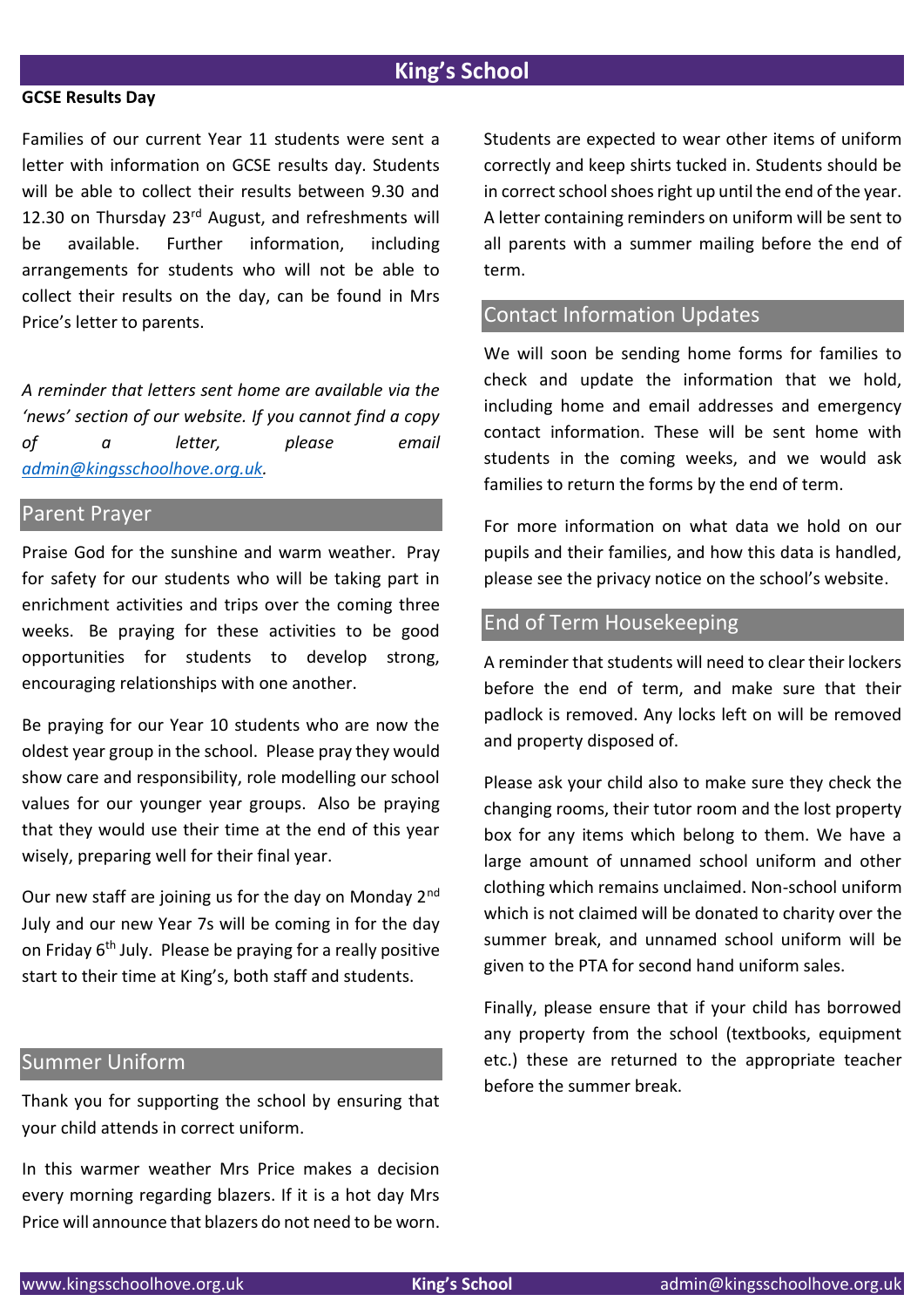# King's School

**GCSE Results Day**

Families of our current Year 11 students were sent a letter with information on GCSE results day. Students will be able to collect their results between 9.30 and 12.30 on Thursday 23rd August, and refreshments will be available. Further information, including arrangements for students who will not be able to collect their results on the day, can be found in Mrs Price's letter to parents.

*A reminder that letters sent home are available via the 'news' section of our website. If you cannot find a copy of a letter, please email admin@kingsschoolhove.org.uk.*

## Parent Prayer

Praise God for the sunshine and warm weather. Pray for safety for our students who will be taking part in enrichment activities and trips over the coming three weeks. Be praying for these activities to be good opportunities for students to develop strong, encouraging relationships with one another.

Be praying for our Year 10 students who are now the oldest year group in the school. Please pray they would show care and responsibility, role modelling our school values for our younger year groups. Also be praying that they would use their time at the end of this year wisely, preparing well for their final year.

Our new staff are joining us for the day on Monday 2nd July and our new Year 7s will be coming in for the day on Friday 6th July. Please be praying for a really positive start to their time at King's, both staff and students.

## Summer Uniform

Thank you for supporting the school by ensuring that your child attends in correct uniform.

In this warmer weather Mrs Price makes a decision every morning regarding blazers. If it is a hot day Mrs Price will announce that blazers do not need to be worn. Students are expected to wear other items of uniform correctly and keep shirts tucked in. Students should be in correct school shoes right up until the end of the year. A letter containing reminders on uniform will be sent to all parents with a summer mailing before the end of term.

## Contact Information Updates

We will soon be sending home forms for families to check and update the information that we hold, including home and email addresses and emergency contact information. These will be sent home with students in the coming weeks, and we would ask families to return the forms by the end of term.

For more information on what data we hold on our pupils and their families, and how this data is handled, please see the privacy notice on the school's website.

## End of Term Housekeeping

A reminder that students will need to clear their lockers before the end of term, and make sure that their padlock is removed. Any locks left on will be removed and property disposed of.

Please ask your child also to make sure they check the changing rooms, their tutor room and the lost property box for any items which belong to them. We have a large amount of unnamed school uniform and other clothing which remains unclaimed. Non-school uniform which is not claimed will be donated to charity over the summer break, and unnamed school uniform will be given to the PTA for second hand uniform sales.

Finally, please ensure that if your child has borrowed any property from the school (textbooks, equipment etc.) these are returned to the appropriate teacher before the summer break.